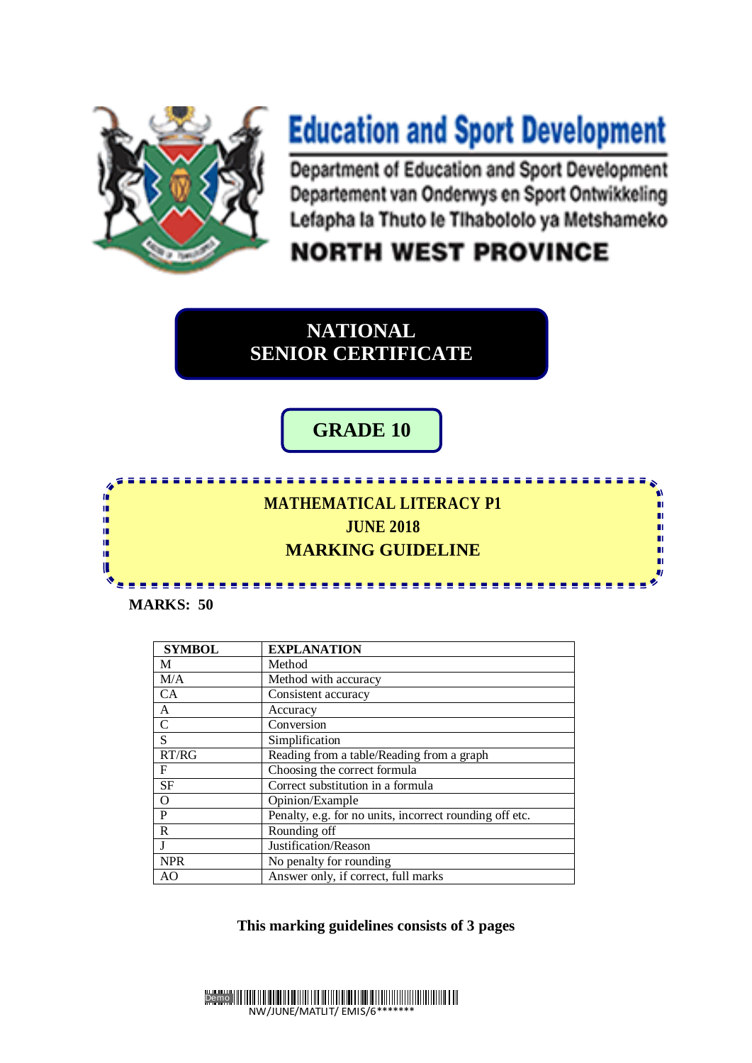# Education and Sport Development

Department of Education and Sport Development
Departement van Onderwys en Sport Ontwikkeling
Lefapha la Thuto le Tlhabololo ya Metshameko

**NORTH WEST PROVINCE**

## NATIONAL SENIOR CERTIFICATE

## GRADE 10

## MATHEMATICAL LITERACY P1
## JUNE 2018
## MARKING GUIDELINE

**MARKS: 50**

| SYMBOL | EXPLANATION |
|---|---|
| M | Method |
| M/A | Method with accuracy |
| CA | Consistent accuracy |
| A | Accuracy |
| C | Conversion |
| S | Simplification |
| RT/RG | Reading from a table/Reading from a graph |
| F | Choosing the correct formula |
| SF | Correct substitution in a formula |
| O | Opinion/Example |
| P | Penalty, e.g. for no units, incorrect rounding off etc. |
| R | Rounding off |
| J | Justification/Reason |
| NPR | No penalty for rounding |
| AO | Answer only, if correct, full marks |

**This marking guidelines consists of 3 pages**

NW/JUNE/MATLIT/ EMIS/6*******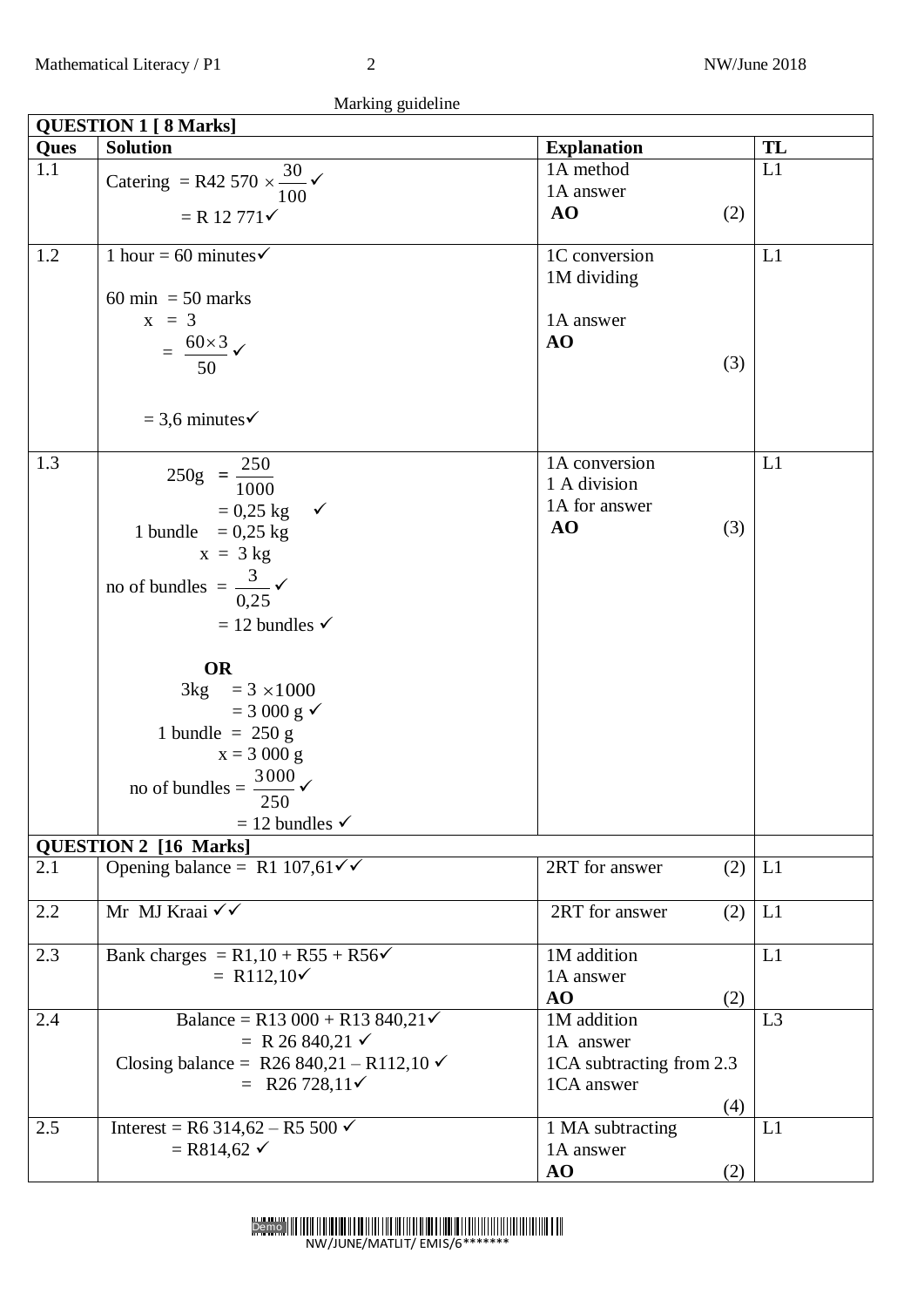Marking guideline

| QUESTION 1 [ 8 Marks] | | | |
|---|---|---|---|
| **Ques** | **Solution** | **Explanation** | **TL** |
| 1.1 | Catering $= \text{R}42\ 570 \times \frac{30}{100}$ ✓<br>$= \text{R}\ 12\ 771$ ✓ | 1A method<br>1A answer<br>**AO** (2) | L1 |
| 1.2 | 1 hour = 60 minutes✓<br><br>60 min = 50 marks<br>x = 3<br>$= \frac{60 \times 3}{50}$ ✓<br><br>= 3,6 minutes✓ | 1C conversion<br>1M dividing<br><br>1A answer<br>**AO**<br>(3) | L1 |
| 1.3 | $250\text{g} = \frac{250}{1000}$<br>= 0,25 kg ✓<br>1 bundle = 0,25 kg<br>x = 3 kg<br>no of bundles $= \frac{3}{0{,}25}$ ✓<br>= 12 bundles ✓<br><br>**OR**<br>$3\text{kg} = 3 \times 1000$<br>= 3 000 g ✓<br>1 bundle = 250 g<br>x = 3 000 g<br>no of bundles = $\frac{3000}{250}$ ✓<br>= 12 bundles ✓ | 1A conversion<br>1 A division<br>1A for answer<br>**AO** (3) | L1 |
| **QUESTION 2 [16 Marks]** | | | |
| 2.1 | Opening balance = R1 107,61✓✓ | 2RT for answer (2) | L1 |
| 2.2 | Mr MJ Kraai ✓✓ | 2RT for answer (2) | L1 |
| 2.3 | Bank charges = R1,10 + R55 + R56✓<br>= R112,10✓ | 1M addition<br>1A answer<br>**AO** (2) | L1 |
| 2.4 | Balance = R13 000 + R13 840,21✓<br>= R 26 840,21 ✓<br>Closing balance = R26 840,21 – R112,10 ✓<br>= R26 728,11✓ | 1M addition<br>1A answer<br>1CA subtracting from 2.3<br>1CA answer<br>(4) | L3 |
| 2.5 | Interest = R6 314,62 – R5 500 ✓<br>= R814,62 ✓ | 1 MA subtracting<br>1A answer<br>**AO** (2) | L1 |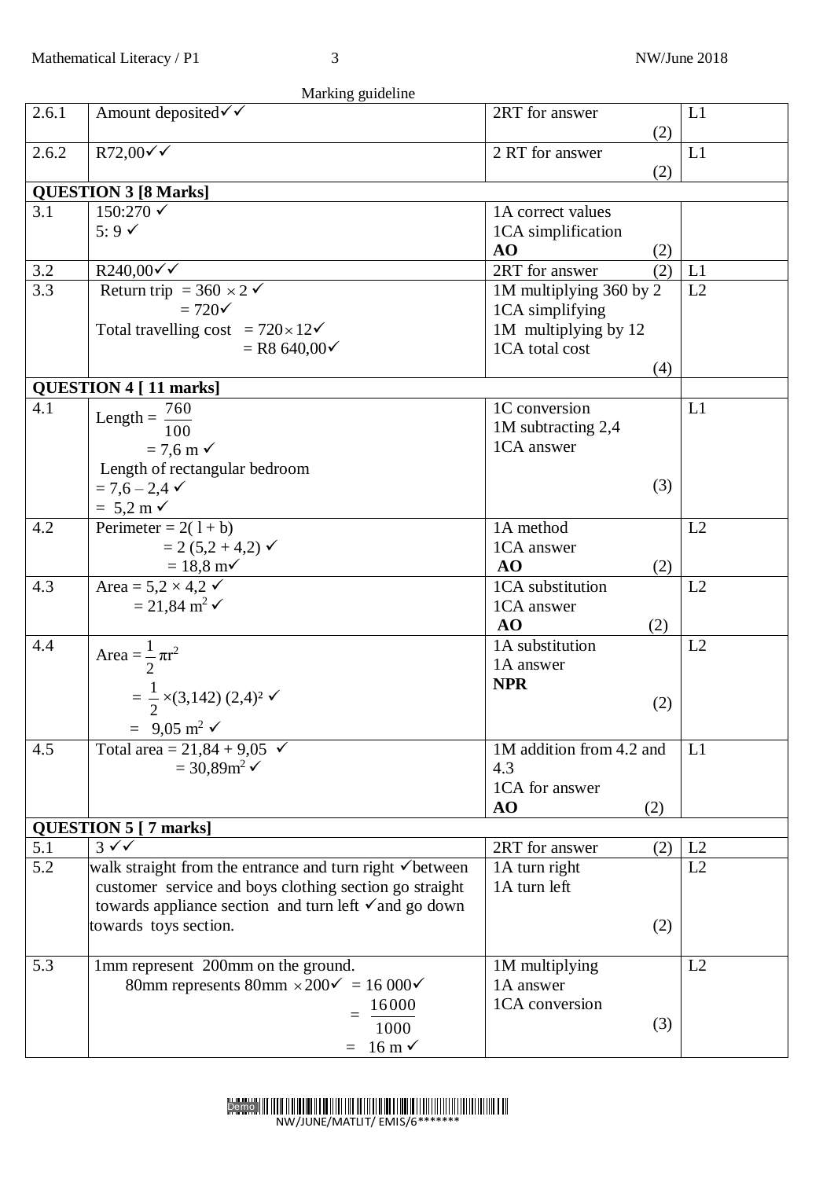Marking guideline

| | | | |
|---|---|---|---|
| 2.6.1 | Amount deposited✓✓ | 2RT for answer (2) | L1 |
| 2.6.2 | R72,00✓✓ | 2 RT for answer (2) | L1 |
| **QUESTION 3 [8 Marks]** | | | |
| 3.1 | 150:270 ✓<br>5: 9 ✓ | 1A correct values<br>1CA simplification<br>**AO** (2) | |
| 3.2 | R240,00✓✓ | 2RT for answer (2) | L1 |
| 3.3 | Return trip $= 360 \times 2$ ✓<br>$= 720$✓<br>Total travelling cost $= 720 \times 12$✓<br>= R8 640,00✓ | 1M multiplying 360 by 2<br>1CA simplifying<br>1M multiplying by 12<br>1CA total cost<br>(4) | L2 |
| **QUESTION 4 [ 11 marks]** | | | |
| 4.1 | Length = $\frac{760}{100}$<br>$= 7,6$ m ✓<br>Length of rectangular bedroom<br>$= 7,6 - 2,4$ ✓<br>$= 5,2$ m ✓ | 1C conversion<br>1M subtracting 2,4<br>1CA answer<br>(3) | L1 |
| 4.2 | Perimeter $= 2(\,l + b)$<br>$= 2\,(5,2 + 4,2)$ ✓<br>$= 18,8$ m✓ | 1A method<br>1CA answer<br>**AO** (2) | L2 |
| 4.3 | Area $= 5,2 \times 4,2$ ✓<br>$= 21,84\ \text{m}^2$ ✓ | 1CA substitution<br>1CA answer<br>**AO** (2) | L2 |
| 4.4 | Area $= \frac{1}{2}\pi r^2$<br>$= \frac{1}{2} \times (3,142)\,(2,4)^2$ ✓<br>$= 9,05\ \text{m}^2$ ✓ | 1A substitution<br>1A answer<br>**NPR**<br>(2) | L2 |
| 4.5 | Total area $= 21,84 + 9,05$ ✓<br>$= 30,89\text{m}^2$ ✓ | 1M addition from 4.2 and 4.3<br>1CA for answer<br>**AO** (2) | L1 |
| **QUESTION 5 [ 7 marks]** | | | |
| 5.1 | 3 ✓✓ | 2RT for answer (2) | L2 |
| 5.2 | walk straight from the entrance and turn right ✓between customer service and boys clothing section go straight towards appliance section and turn left ✓and go down towards toys section. | 1A turn right<br>1A turn left<br>(2) | L2 |
| 5.3 | 1mm represent 200mm on the ground.<br>80mm represents 80mm $\times 200$✓ $= 16\,000$✓<br>$= \frac{16000}{1000}$<br>$= 16$ m ✓ | 1M multiplying<br>1A answer<br>1CA conversion<br>(3) | L2 |

NW/JUNE/MATLIT/ EMIS/6*******